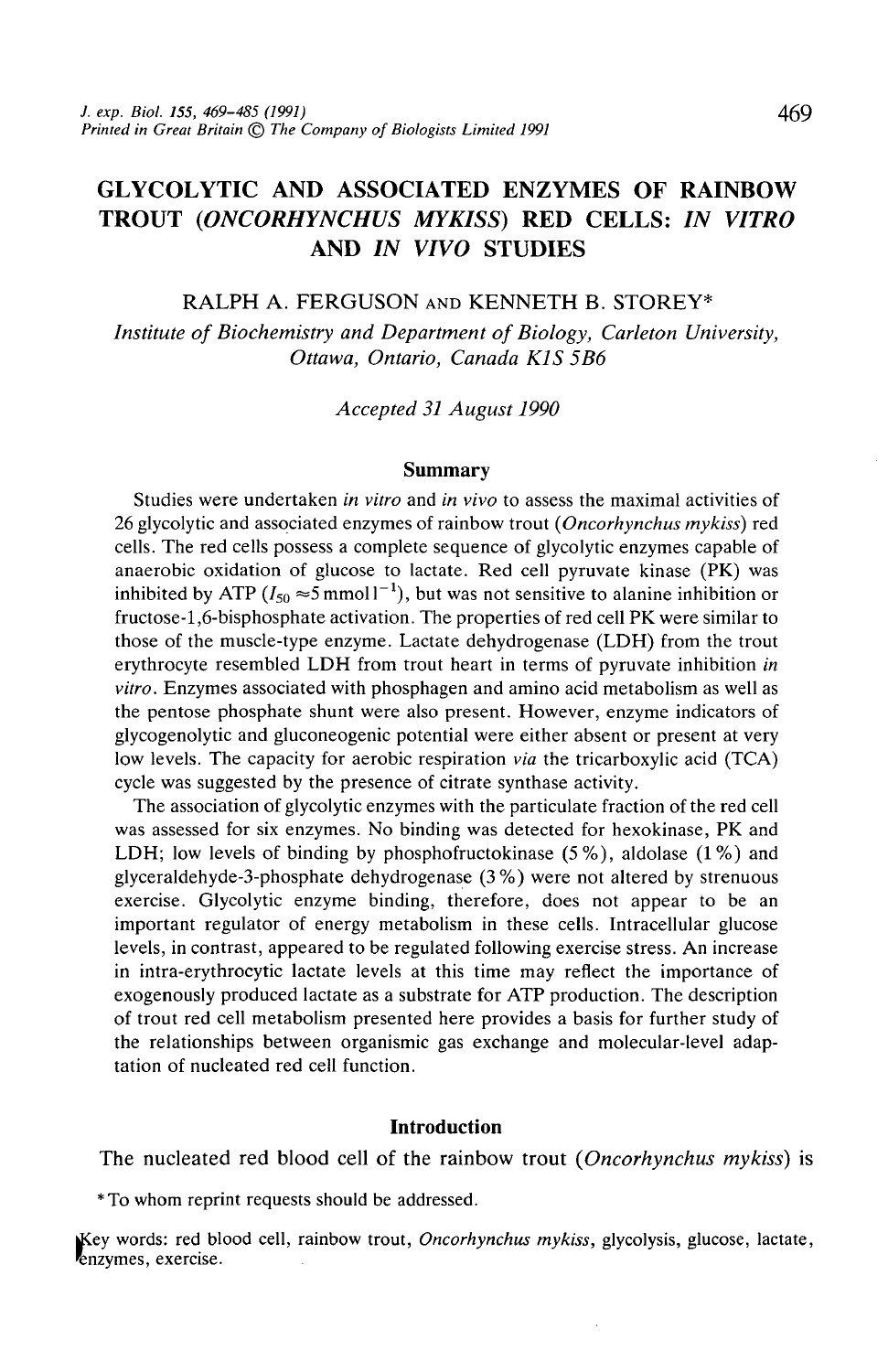# GLYCOLYTIC AND ASSOCIATED ENZYMES OF RAINBOW TROUT (*ONCORHYNCHUS MYKISS*) RED CELLS: *IN VITRO* AND *IN VIVO* STUDIES

RALPH A. FERGUSON AND KENNETH B. STOREY*

*Institute of Biochemistry and Department of Biology, Carleton University, Ottawa, Ontario, Canada K1S 5B6*

*Accepted 31 August 1990*

## Summary

Studies were undertaken *in vitro* and *in vivo* to assess the maximal activities of 26 glycolytic and associated enzymes of rainbow trout (*Oncorhynchus mykiss*) red cells. The red cells possess a complete sequence of glycolytic enzymes capable of anaerobic oxidation of glucose to lactate. Red cell pyruvate kinase (PK) was inhibited by ATP ($I_{50} \approx 5\,\mathrm{mmol\,l^{-1}}$), but was not sensitive to alanine inhibition or fructose-1,6-bisphosphate activation. The properties of red cell PK were similar to those of the muscle-type enzyme. Lactate dehydrogenase (LDH) from the trout erythrocyte resembled LDH from trout heart in terms of pyruvate inhibition *in vitro*. Enzymes associated with phosphagen and amino acid metabolism as well as the pentose phosphate shunt were also present. However, enzyme indicators of glycogenolytic and gluconeogenic potential were either absent or present at very low levels. The capacity for aerobic respiration *via* the tricarboxylic acid (TCA) cycle was suggested by the presence of citrate synthase activity.

The association of glycolytic enzymes with the particulate fraction of the red cell was assessed for six enzymes. No binding was detected for hexokinase, PK and LDH; low levels of binding by phosphofructokinase (5 %), aldolase (1 %) and glyceraldehyde-3-phosphate dehydrogenase (3 %) were not altered by strenuous exercise. Glycolytic enzyme binding, therefore, does not appear to be an important regulator of energy metabolism in these cells. Intracellular glucose levels, in contrast, appeared to be regulated following exercise stress. An increase in intra-erythrocytic lactate levels at this time may reflect the importance of exogenously produced lactate as a substrate for ATP production. The description of trout red cell metabolism presented here provides a basis for further study of the relationships between organismic gas exchange and molecular-level adaptation of nucleated red cell function.

## Introduction

The nucleated red blood cell of the rainbow trout (*Oncorhynchus mykiss*) is

*To whom reprint requests should be addressed.

Key words: red blood cell, rainbow trout, *Oncorhynchus mykiss*, glycolysis, glucose, lactate, enzymes, exercise.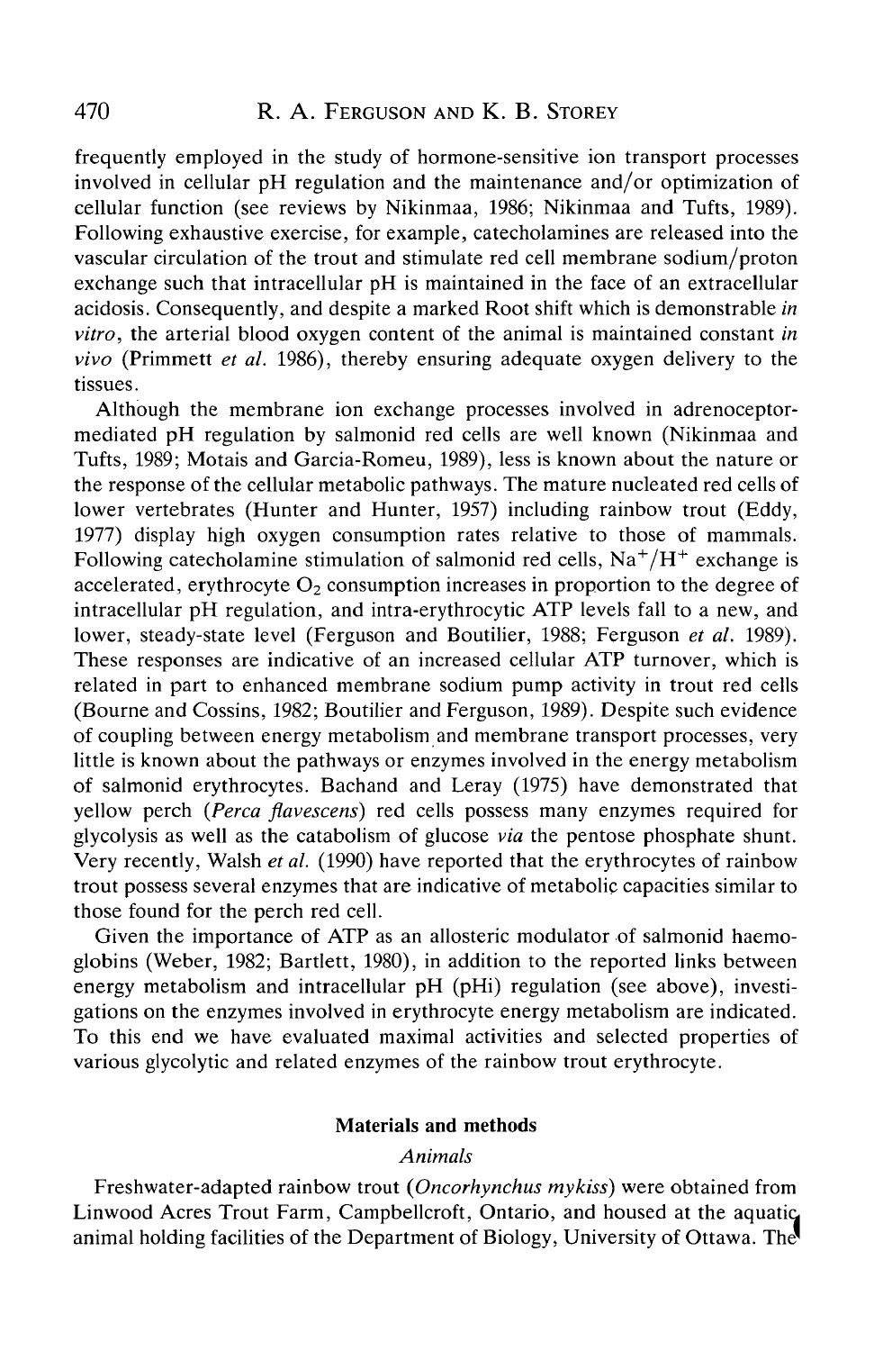frequently employed in the study of hormone-sensitive ion transport processes involved in cellular pH regulation and the maintenance and/or optimization of cellular function (see reviews by Nikinmaa, 1986; Nikinmaa and Tufts, 1989). Following exhaustive exercise, for example, catecholamines are released into the vascular circulation of the trout and stimulate red cell membrane sodium/proton exchange such that intracellular pH is maintained in the face of an extracellular acidosis. Consequently, and despite a marked Root shift which is demonstrable *in vitro*, the arterial blood oxygen content of the animal is maintained constant *in vivo* (Primmett *et al.* 1986), thereby ensuring adequate oxygen delivery to the tissues.

Although the membrane ion exchange processes involved in adrenoceptor-mediated pH regulation by salmonid red cells are well known (Nikinmaa and Tufts, 1989; Motais and Garcia-Romeu, 1989), less is known about the nature or the response of the cellular metabolic pathways. The mature nucleated red cells of lower vertebrates (Hunter and Hunter, 1957) including rainbow trout (Eddy, 1977) display high oxygen consumption rates relative to those of mammals. Following catecholamine stimulation of salmonid red cells, $Na^+/H^+$ exchange is accelerated, erythrocyte $O_2$ consumption increases in proportion to the degree of intracellular pH regulation, and intra-erythrocytic ATP levels fall to a new, and lower, steady-state level (Ferguson and Boutilier, 1988; Ferguson *et al.* 1989). These responses are indicative of an increased cellular ATP turnover, which is related in part to enhanced membrane sodium pump activity in trout red cells (Bourne and Cossins, 1982; Boutilier and Ferguson, 1989). Despite such evidence of coupling between energy metabolism and membrane transport processes, very little is known about the pathways or enzymes involved in the energy metabolism of salmonid erythrocytes. Bachand and Leray (1975) have demonstrated that yellow perch (*Perca flavescens*) red cells possess many enzymes required for glycolysis as well as the catabolism of glucose *via* the pentose phosphate shunt. Very recently, Walsh *et al.* (1990) have reported that the erythrocytes of rainbow trout possess several enzymes that are indicative of metabolic capacities similar to those found for the perch red cell.

Given the importance of ATP as an allosteric modulator of salmonid haemoglobins (Weber, 1982; Bartlett, 1980), in addition to the reported links between energy metabolism and intracellular pH (pHi) regulation (see above), investigations on the enzymes involved in erythrocyte energy metabolism are indicated. To this end we have evaluated maximal activities and selected properties of various glycolytic and related enzymes of the rainbow trout erythrocyte.

## Materials and methods

### *Animals*

Freshwater-adapted rainbow trout (*Oncorhynchus mykiss*) were obtained from Linwood Acres Trout Farm, Campbellcroft, Ontario, and housed at the aquatic animal holding facilities of the Department of Biology, University of Ottawa. The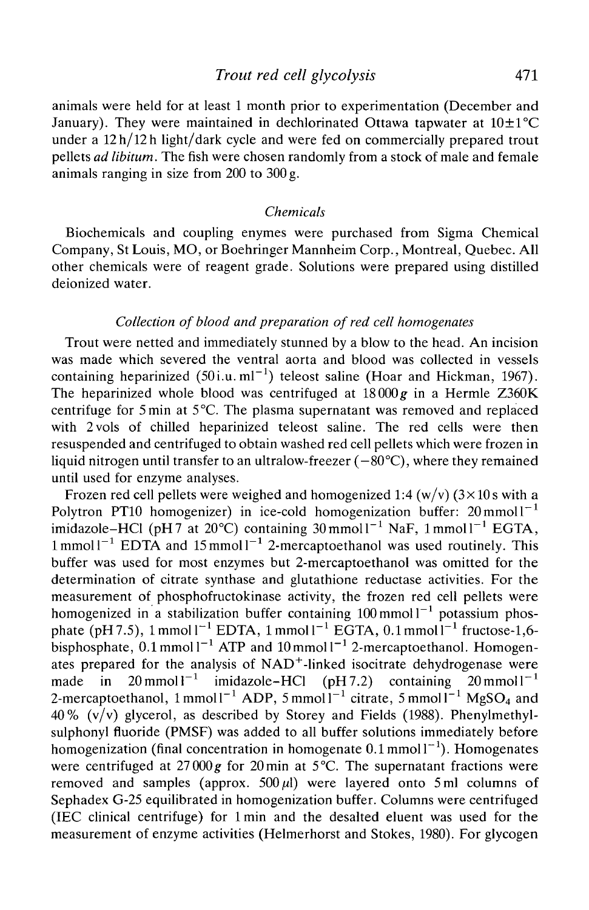animals were held for at least 1 month prior to experimentation (December and January). They were maintained in dechlorinated Ottawa tapwater at 10±1°C under a 12 h/12 h light/dark cycle and were fed on commercially prepared trout pellets *ad libitum*. The fish were chosen randomly from a stock of male and female animals ranging in size from 200 to 300 g.

### *Chemicals*

Biochemicals and coupling enymes were purchased from Sigma Chemical Company, St Louis, MO, or Boehringer Mannheim Corp., Montreal, Quebec. All other chemicals were of reagent grade. Solutions were prepared using distilled deionized water.

### *Collection of blood and preparation of red cell homogenates*

Trout were netted and immediately stunned by a blow to the head. An incision was made which severed the ventral aorta and blood was collected in vessels containing heparinized (50 i.u. $ml^{-1}$) teleost saline (Hoar and Hickman, 1967). The heparinized whole blood was centrifuged at 18 000 *g* in a Hermle Z360K centrifuge for 5 min at 5°C. The plasma supernatant was removed and replaced with 2 vols of chilled heparinized teleost saline. The red cells were then resuspended and centrifuged to obtain washed red cell pellets which were frozen in liquid nitrogen until transfer to an ultralow-freezer (−80°C), where they remained until used for enzyme analyses.

Frozen red cell pellets were weighed and homogenized 1:4 (w/v) (3×10 s with a Polytron PT10 homogenizer) in ice-cold homogenization buffer: 20 mmol $l^{-1}$ imidazole–HCl (pH 7 at 20°C) containing 30 mmol $l^{-1}$ NaF, 1 mmol $l^{-1}$ EGTA, 1 mmol $l^{-1}$ EDTA and 15 mmol $l^{-1}$ 2-mercaptoethanol was used routinely. This buffer was used for most enzymes but 2-mercaptoethanol was omitted for the determination of citrate synthase and glutathione reductase activities. For the measurement of phosphofructokinase activity, the frozen red cell pellets were homogenized in a stabilization buffer containing 100 mmol $l^{-1}$ potassium phosphate (pH 7.5), 1 mmol $l^{-1}$ EDTA, 1 mmol $l^{-1}$ EGTA, 0.1 mmol $l^{-1}$ fructose-1,6-bisphosphate, 0.1 mmol $l^{-1}$ ATP and 10 mmol $l^{-1}$ 2-mercaptoethanol. Homogenates prepared for the analysis of $NAD^{+}$-linked isocitrate dehydrogenase were made in 20 mmol $l^{-1}$ imidazole–HCl (pH 7.2) containing 20 mmol $l^{-1}$ 2-mercaptoethanol, 1 mmol $l^{-1}$ ADP, 5 mmol $l^{-1}$ citrate, 5 mmol $l^{-1}$ $MgSO_4$ and 40 % (v/v) glycerol, as described by Storey and Fields (1988). Phenylmethylsulphonyl fluoride (PMSF) was added to all buffer solutions immediately before homogenization (final concentration in homogenate 0.1 mmol $l^{-1}$). Homogenates were centrifuged at 27 000 *g* for 20 min at 5°C. The supernatant fractions were removed and samples (approx. 500 μl) were layered onto 5 ml columns of Sephadex G-25 equilibrated in homogenization buffer. Columns were centrifuged (IEC clinical centrifuge) for 1 min and the desalted eluent was used for the measurement of enzyme activities (Helmerhorst and Stokes, 1980). For glycogen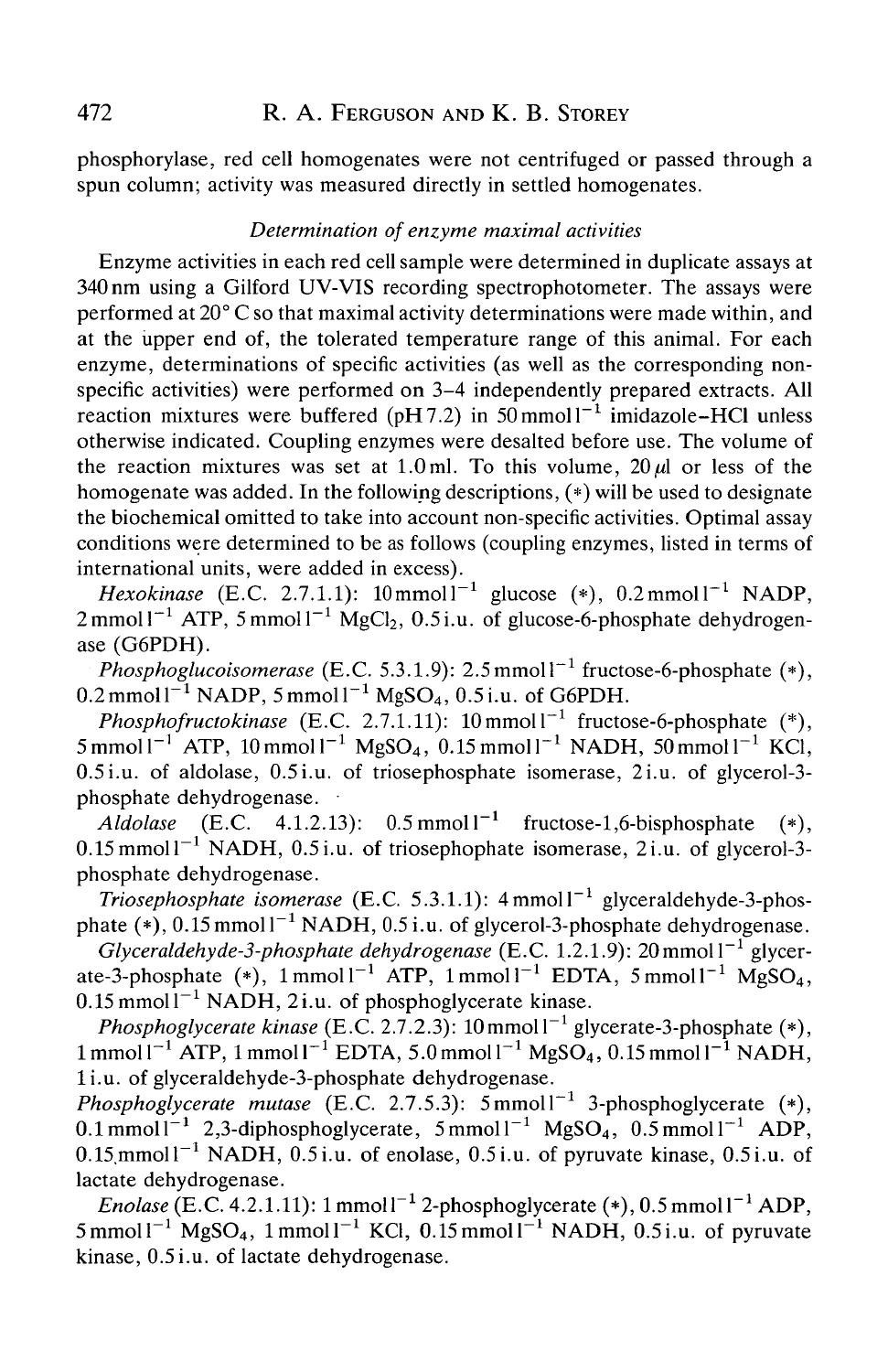phosphorylase, red cell homogenates were not centrifuged or passed through a spun column; activity was measured directly in settled homogenates.

### *Determination of enzyme maximal activities*

Enzyme activities in each red cell sample were determined in duplicate assays at 340 nm using a Gilford UV-VIS recording spectrophotometer. The assays were performed at 20° C so that maximal activity determinations were made within, and at the upper end of, the tolerated temperature range of this animal. For each enzyme, determinations of specific activities (as well as the corresponding non-specific activities) were performed on 3–4 independently prepared extracts. All reaction mixtures were buffered (pH 7.2) in 50 mmol $l^{-1}$ imidazole–HCl unless otherwise indicated. Coupling enzymes were desalted before use. The volume of the reaction mixtures was set at 1.0 ml. To this volume, 20 $\mu$l or less of the homogenate was added. In the following descriptions, (*) will be used to designate the biochemical omitted to take into account non-specific activities. Optimal assay conditions were determined to be as follows (coupling enzymes, listed in terms of international units, were added in excess).

*Hexokinase* (E.C. 2.7.1.1): 10 mmol $l^{-1}$ glucose (*), 0.2 mmol $l^{-1}$ NADP, 2 mmol $l^{-1}$ ATP, 5 mmol $l^{-1}$ $MgCl_2$, 0.5 i.u. of glucose-6-phosphate dehydrogenase (G6PDH).

*Phosphoglucoisomerase* (E.C. 5.3.1.9): 2.5 mmol $l^{-1}$ fructose-6-phosphate (*), 0.2 mmol $l^{-1}$ NADP, 5 mmol $l^{-1}$ $MgSO_4$, 0.5 i.u. of G6PDH.

*Phosphofructokinase* (E.C. 2.7.1.11): 10 mmol $l^{-1}$ fructose-6-phosphate (*), 5 mmol $l^{-1}$ ATP, 10 mmol $l^{-1}$ $MgSO_4$, 0.15 mmol $l^{-1}$ NADH, 50 mmol $l^{-1}$ KCl, 0.5 i.u. of aldolase, 0.5 i.u. of triosephosphate isomerase, 2 i.u. of glycerol-3-phosphate dehydrogenase.

*Aldolase* (E.C. 4.1.2.13): 0.5 mmol $l^{-1}$ fructose-1,6-bisphosphate (*), 0.15 mmol $l^{-1}$ NADH, 0.5 i.u. of triosephophate isomerase, 2 i.u. of glycerol-3-phosphate dehydrogenase.

*Triosephosphate isomerase* (E.C. 5.3.1.1): 4 mmol $l^{-1}$ glyceraldehyde-3-phosphate (*), 0.15 mmol $l^{-1}$ NADH, 0.5 i.u. of glycerol-3-phosphate dehydrogenase.

*Glyceraldehyde-3-phosphate dehydrogenase* (E.C. 1.2.1.9): 20 mmol $l^{-1}$ glycerate-3-phosphate (*), 1 mmol $l^{-1}$ ATP, 1 mmol $l^{-1}$ EDTA, 5 mmol $l^{-1}$ $MgSO_4$, 0.15 mmol $l^{-1}$ NADH, 2 i.u. of phosphoglycerate kinase.

*Phosphoglycerate kinase* (E.C. 2.7.2.3): 10 mmol $l^{-1}$ glycerate-3-phosphate (*), 1 mmol $l^{-1}$ ATP, 1 mmol $l^{-1}$ EDTA, 5.0 mmol $l^{-1}$ $MgSO_4$, 0.15 mmol $l^{-1}$ NADH, 1 i.u. of glyceraldehyde-3-phosphate dehydrogenase.

*Phosphoglycerate mutase* (E.C. 2.7.5.3): 5 mmol $l^{-1}$ 3-phosphoglycerate (*), 0.1 mmol $l^{-1}$ 2,3-diphosphoglycerate, 5 mmol $l^{-1}$ $MgSO_4$, 0.5 mmol $l^{-1}$ ADP, 0.15 mmol $l^{-1}$ NADH, 0.5 i.u. of enolase, 0.5 i.u. of pyruvate kinase, 0.5 i.u. of lactate dehydrogenase.

*Enolase* (E.C. 4.2.1.11): 1 mmol $l^{-1}$ 2-phosphoglycerate (*), 0.5 mmol $l^{-1}$ ADP, 5 mmol $l^{-1}$ $MgSO_4$, 1 mmol $l^{-1}$ KCl, 0.15 mmol $l^{-1}$ NADH, 0.5 i.u. of pyruvate kinase, 0.5 i.u. of lactate dehydrogenase.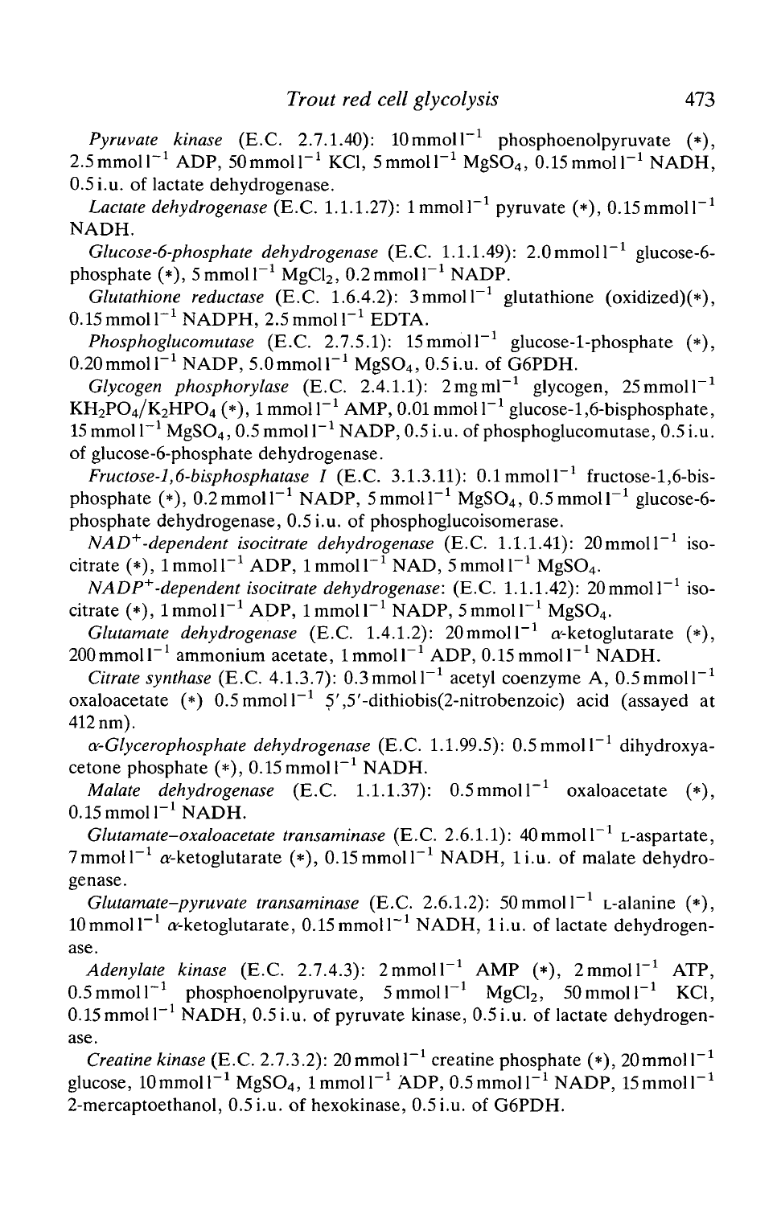*Pyruvate kinase* (E.C. 2.7.1.40): 10 mmol $l^{-1}$ phosphoenolpyruvate (*), 2.5 mmol $l^{-1}$ ADP, 50 mmol $l^{-1}$ KCl, 5 mmol $l^{-1}$ $MgSO_4$, 0.15 mmol $l^{-1}$ NADH, 0.5 i.u. of lactate dehydrogenase.

*Lactate dehydrogenase* (E.C. 1.1.1.27): 1 mmol $l^{-1}$ pyruvate (*), 0.15 mmol $l^{-1}$ NADH.

*Glucose-6-phosphate dehydrogenase* (E.C. 1.1.1.49): 2.0 mmol $l^{-1}$ glucose-6-phosphate (*), 5 mmol $l^{-1}$ $MgCl_2$, 0.2 mmol $l^{-1}$ NADP.

*Glutathione reductase* (E.C. 1.6.4.2): 3 mmol $l^{-1}$ glutathione (oxidized)(*), 0.15 mmol $l^{-1}$ NADPH, 2.5 mmol $l^{-1}$ EDTA.

*Phosphoglucomutase* (E.C. 2.7.5.1): 15 mmol $l^{-1}$ glucose-1-phosphate (*), 0.20 mmol $l^{-1}$ NADP, 5.0 mmol $l^{-1}$ $MgSO_4$, 0.5 i.u. of G6PDH.

*Glycogen phosphorylase* (E.C. 2.4.1.1): 2 mg $ml^{-1}$ glycogen, 25 mmol $l^{-1}$ $KH_2PO_4/K_2HPO_4$ (*), 1 mmol $l^{-1}$ AMP, 0.01 mmol $l^{-1}$ glucose-1,6-bisphosphate, 15 mmol $l^{-1}$ $MgSO_4$, 0.5 mmol $l^{-1}$ NADP, 0.5 i.u. of phosphoglucomutase, 0.5 i.u. of glucose-6-phosphate dehydrogenase.

*Fructose-1,6-bisphosphatase I* (E.C. 3.1.3.11): 0.1 mmol $l^{-1}$ fructose-1,6-bisphosphate (*), 0.2 mmol $l^{-1}$ NADP, 5 mmol $l^{-1}$ $MgSO_4$, 0.5 mmol $l^{-1}$ glucose-6-phosphate dehydrogenase, 0.5 i.u. of phosphoglucoisomerase.

*$NAD^+$-dependent isocitrate dehydrogenase* (E.C. 1.1.1.41): 20 mmol $l^{-1}$ isocitrate (*), 1 mmol $l^{-1}$ ADP, 1 mmol $l^{-1}$ NAD, 5 mmol $l^{-1}$ $MgSO_4$.

*$NADP^+$-dependent isocitrate dehydrogenase*: (E.C. 1.1.1.42): 20 mmol $l^{-1}$ isocitrate (*), 1 mmol $l^{-1}$ ADP, 1 mmol $l^{-1}$ NADP, 5 mmol $l^{-1}$ $MgSO_4$.

*Glutamate dehydrogenase* (E.C. 1.4.1.2): 20 mmol $l^{-1}$ α-ketoglutarate (*), 200 mmol $l^{-1}$ ammonium acetate, 1 mmol $l^{-1}$ ADP, 0.15 mmol $l^{-1}$ NADH.

*Citrate synthase* (E.C. 4.1.3.7): 0.3 mmol $l^{-1}$ acetyl coenzyme A, 0.5 mmol $l^{-1}$ oxaloacetate (*) 0.5 mmol $l^{-1}$ 5′,5′-dithiobis(2-nitrobenzoic) acid (assayed at 412 nm).

*α-Glycerophosphate dehydrogenase* (E.C. 1.1.99.5): 0.5 mmol $l^{-1}$ dihydroxyacetone phosphate (*), 0.15 mmol $l^{-1}$ NADH.

*Malate dehydrogenase* (E.C. 1.1.1.37): 0.5 mmol $l^{-1}$ oxaloacetate (*), 0.15 mmol $l^{-1}$ NADH.

*Glutamate–oxaloacetate transaminase* (E.C. 2.6.1.1): 40 mmol $l^{-1}$ L-aspartate, 7 mmol $l^{-1}$ α-ketoglutarate (*), 0.15 mmol $l^{-1}$ NADH, 1 i.u. of malate dehydrogenase.

*Glutamate-pyruvate transaminase* (E.C. 2.6.1.2): 50 mmol $l^{-1}$ L-alanine (*), 10 mmol $l^{-1}$ α-ketoglutarate, 0.15 mmol $l^{-1}$ NADH, 1 i.u. of lactate dehydrogenase.

*Adenylate kinase* (E.C. 2.7.4.3): 2 mmol $l^{-1}$ AMP (*), 2 mmol $l^{-1}$ ATP, 0.5 mmol $l^{-1}$ phosphoenolpyruvate, 5 mmol $l^{-1}$ $MgCl_2$, 50 mmol $l^{-1}$ KCl, 0.15 mmol $l^{-1}$ NADH, 0.5 i.u. of pyruvate kinase, 0.5 i.u. of lactate dehydrogenase.

*Creatine kinase* (E.C. 2.7.3.2): 20 mmol $l^{-1}$ creatine phosphate (*), 20 mmol $l^{-1}$ glucose, 10 mmol $l^{-1}$ $MgSO_4$, 1 mmol $l^{-1}$ ADP, 0.5 mmol $l^{-1}$ NADP, 15 mmol $l^{-1}$ 2-mercaptoethanol, 0.5 i.u. of hexokinase, 0.5 i.u. of G6PDH.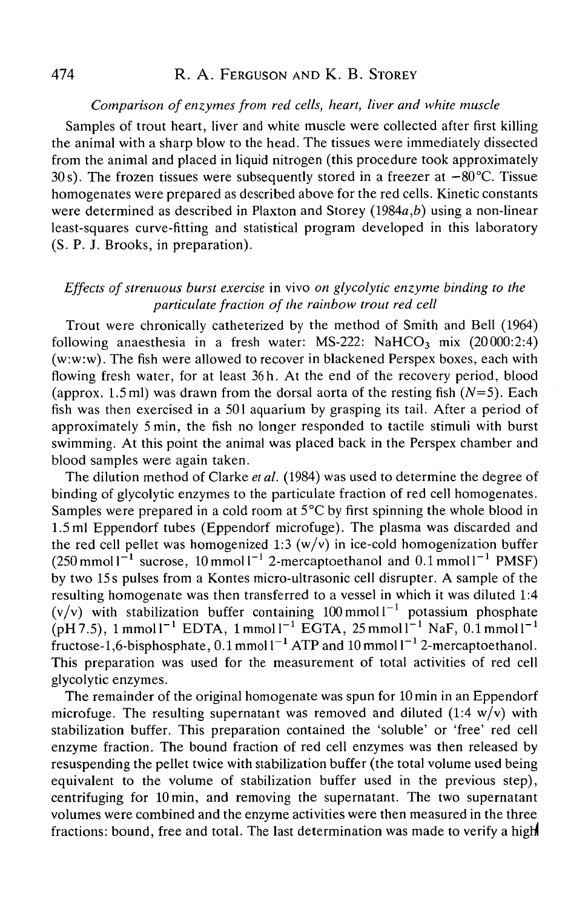*Comparison of enzymes from red cells, heart, liver and white muscle*

Samples of trout heart, liver and white muscle were collected after first killing the animal with a sharp blow to the head. The tissues were immediately dissected from the animal and placed in liquid nitrogen (this procedure took approximately 30 s). The frozen tissues were subsequently stored in a freezer at −80°C. Tissue homogenates were prepared as described above for the red cells. Kinetic constants were determined as described in Plaxton and Storey (1984*a*,*b*) using a non-linear least-squares curve-fitting and statistical program developed in this laboratory (S. P. J. Brooks, in preparation).

*Effects of strenuous burst exercise* in vivo *on glycolytic enzyme binding to the particulate fraction of the rainbow trout red cell*

Trout were chronically catheterized by the method of Smith and Bell (1964) following anaesthesia in a fresh water: MS-222: $NaHCO_3$ mix (20 000:2:4) (w:w:w). The fish were allowed to recover in blackened Perspex boxes, each with flowing fresh water, for at least 36 h. At the end of the recovery period, blood (approx. 1.5 ml) was drawn from the dorsal aorta of the resting fish ($N$=5). Each fish was then exercised in a 50 l aquarium by grasping its tail. After a period of approximately 5 min, the fish no longer responded to tactile stimuli with burst swimming. At this point the animal was placed back in the Perspex chamber and blood samples were again taken.

The dilution method of Clarke *et al.* (1984) was used to determine the degree of binding of glycolytic enzymes to the particulate fraction of red cell homogenates. Samples were prepared in a cold room at 5°C by first spinning the whole blood in 1.5 ml Eppendorf tubes (Eppendorf microfuge). The plasma was discarded and the red cell pellet was homogenized 1:3 (w/v) in ice-cold homogenization buffer (250 mmol $l^{-1}$ sucrose, 10 mmol $l^{-1}$ 2-mercaptoethanol and 0.1 mmol $l^{-1}$ PMSF) by two 15 s pulses from a Kontes micro-ultrasonic cell disrupter. A sample of the resulting homogenate was then transferred to a vessel in which it was diluted 1:4 (v/v) with stabilization buffer containing 100 mmol $l^{-1}$ potassium phosphate (pH 7.5), 1 mmol $l^{-1}$ EDTA, 1 mmol $l^{-1}$ EGTA, 25 mmol $l^{-1}$ NaF, 0.1 mmol $l^{-1}$ fructose-1,6-bisphosphate, 0.1 mmol $l^{-1}$ ATP and 10 mmol $l^{-1}$ 2-mercaptoethanol. This preparation was used for the measurement of total activities of red cell glycolytic enzymes.

The remainder of the original homogenate was spun for 10 min in an Eppendorf microfuge. The resulting supernatant was removed and diluted (1:4 w/v) with stabilization buffer. This preparation contained the 'soluble' or 'free' red cell enzyme fraction. The bound fraction of red cell enzymes was then released by resuspending the pellet twice with stabilization buffer (the total volume used being equivalent to the volume of stabilization buffer used in the previous step), centrifuging for 10 min, and removing the supernatant. The two supernatant volumes were combined and the enzyme activities were then measured in the three fractions: bound, free and total. The last determination was made to verify a high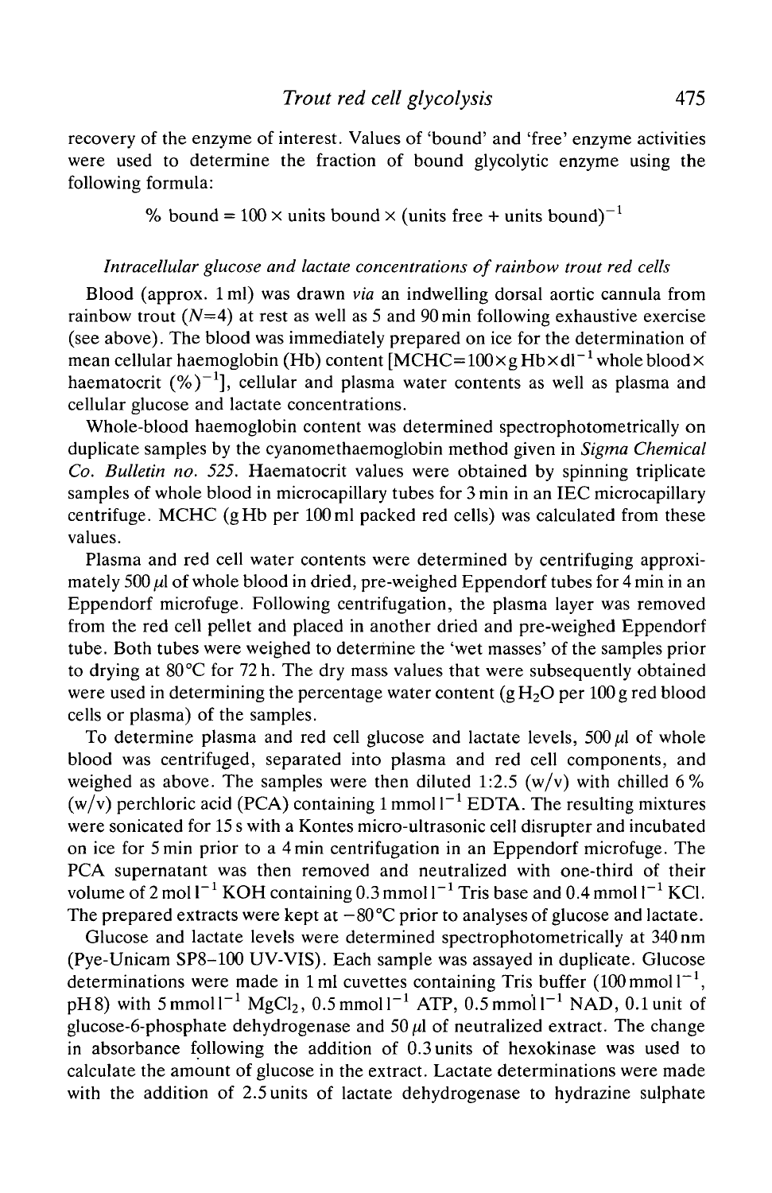recovery of the enzyme of interest. Values of 'bound' and 'free' enzyme activities were used to determine the fraction of bound glycolytic enzyme using the following formula:

$$\% \text{ bound} = 100 \times \text{units bound} \times (\text{units free} + \text{units bound})^{-1}$$

### *Intracellular glucose and lactate concentrations of rainbow trout red cells*

Blood (approx. 1 ml) was drawn *via* an indwelling dorsal aortic cannula from rainbow trout ($N$=4) at rest as well as 5 and 90 min following exhaustive exercise (see above). The blood was immediately prepared on ice for the determination of mean cellular haemoglobin (Hb) content [MCHC=$100 \times \text{g Hb} \times \text{dl}^{-1}$ whole blood $\times$ haematocrit $(\%)^{-1}$], cellular and plasma water contents as well as plasma and cellular glucose and lactate concentrations.

Whole-blood haemoglobin content was determined spectrophotometrically on duplicate samples by the cyanomethaemoglobin method given in *Sigma Chemical Co. Bulletin no. 525*. Haematocrit values were obtained by spinning triplicate samples of whole blood in microcapillary tubes for 3 min in an IEC microcapillary centrifuge. MCHC (g Hb per 100 ml packed red cells) was calculated from these values.

Plasma and red cell water contents were determined by centrifuging approximately 500 $\mu$l of whole blood in dried, pre-weighed Eppendorf tubes for 4 min in an Eppendorf microfuge. Following centrifugation, the plasma layer was removed from the red cell pellet and placed in another dried and pre-weighed Eppendorf tube. Both tubes were weighed to determine the 'wet masses' of the samples prior to drying at 80 °C for 72 h. The dry mass values that were subsequently obtained were used in determining the percentage water content (g $H_2O$ per 100 g red blood cells or plasma) of the samples.

To determine plasma and red cell glucose and lactate levels, 500 $\mu$l of whole blood was centrifuged, separated into plasma and red cell components, and weighed as above. The samples were then diluted 1:2.5 (w/v) with chilled 6 % (w/v) perchloric acid (PCA) containing 1 mmol $\text{l}^{-1}$ EDTA. The resulting mixtures were sonicated for 15 s with a Kontes micro-ultrasonic cell disrupter and incubated on ice for 5 min prior to a 4 min centrifugation in an Eppendorf microfuge. The PCA supernatant was then removed and neutralized with one-third of their volume of 2 mol $\text{l}^{-1}$ KOH containing 0.3 mmol $\text{l}^{-1}$ Tris base and 0.4 mmol $\text{l}^{-1}$ KCl. The prepared extracts were kept at −80 °C prior to analyses of glucose and lactate.

Glucose and lactate levels were determined spectrophotometrically at 340 nm (Pye-Unicam SP8-100 UV-VIS). Each sample was assayed in duplicate. Glucose determinations were made in 1 ml cuvettes containing Tris buffer (100 mmol $\text{l}^{-1}$, pH 8) with 5 mmol $\text{l}^{-1}$ $MgCl_2$, 0.5 mmol $\text{l}^{-1}$ ATP, 0.5 mmol $\text{l}^{-1}$ NAD, 0.1 unit of glucose-6-phosphate dehydrogenase and 50 $\mu$l of neutralized extract. The change in absorbance following the addition of 0.3 units of hexokinase was used to calculate the amount of glucose in the extract. Lactate determinations were made with the addition of 2.5 units of lactate dehydrogenase to hydrazine sulphate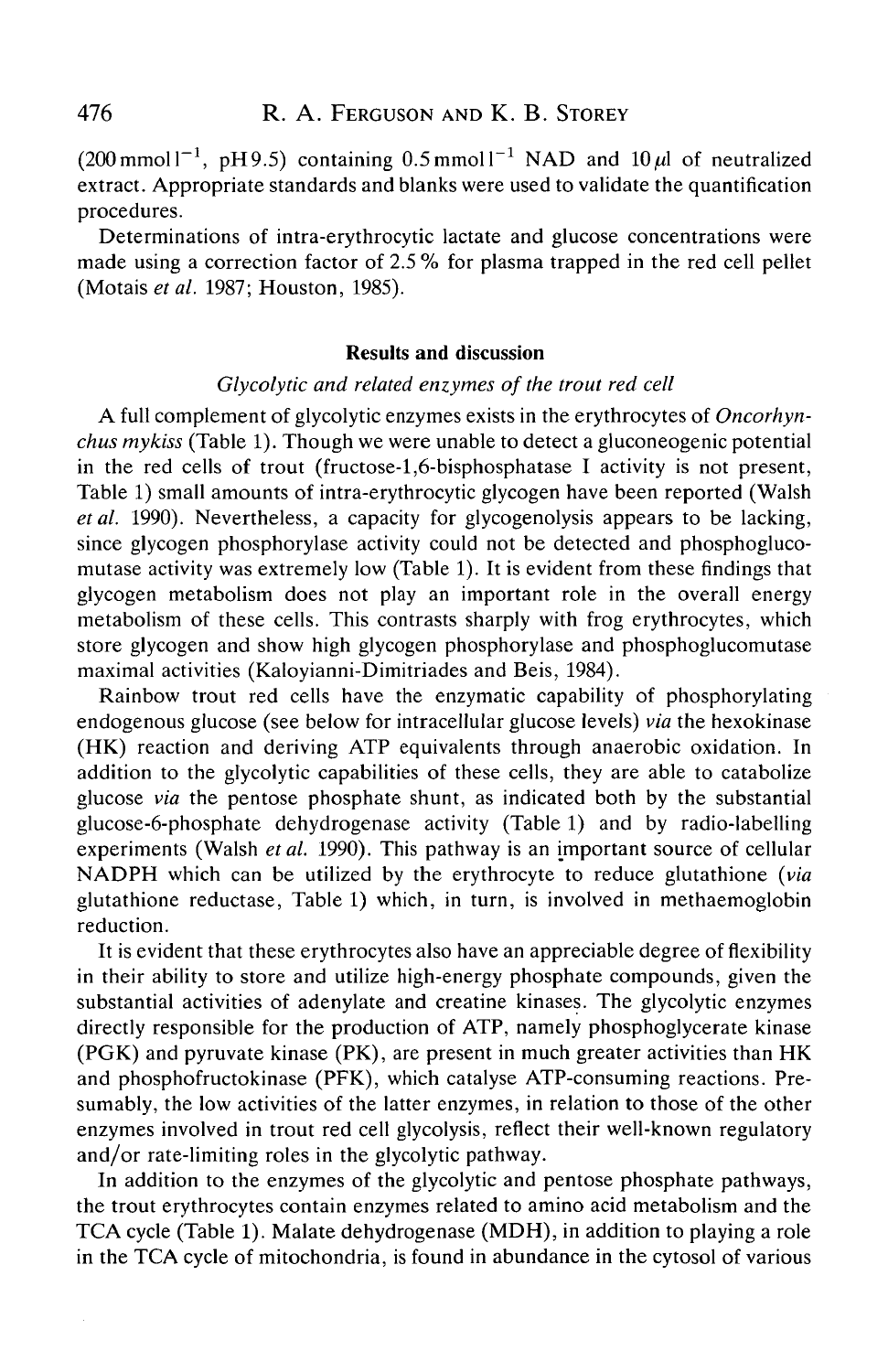($200\,mmol\,l^{-1}$, pH 9.5) containing $0.5\,mmol\,l^{-1}$ NAD and $10\,\mu l$ of neutralized extract. Appropriate standards and blanks were used to validate the quantification procedures.

Determinations of intra-erythrocytic lactate and glucose concentrations were made using a correction factor of 2.5 % for plasma trapped in the red cell pellet (Motais *et al.* 1987; Houston, 1985).

## Results and discussion

### *Glycolytic and related enzymes of the trout red cell*

A full complement of glycolytic enzymes exists in the erythrocytes of *Oncorhynchus mykiss* (Table 1). Though we were unable to detect a gluconeogenic potential in the red cells of trout (fructose-1,6-bisphosphatase I activity is not present, Table 1) small amounts of intra-erythrocytic glycogen have been reported (Walsh *et al.* 1990). Nevertheless, a capacity for glycogenolysis appears to be lacking, since glycogen phosphorylase activity could not be detected and phosphoglucomutase activity was extremely low (Table 1). It is evident from these findings that glycogen metabolism does not play an important role in the overall energy metabolism of these cells. This contrasts sharply with frog erythrocytes, which store glycogen and show high glycogen phosphorylase and phosphoglucomutase maximal activities (Kaloyianni-Dimitriades and Beis, 1984).

Rainbow trout red cells have the enzymatic capability of phosphorylating endogenous glucose (see below for intracellular glucose levels) *via* the hexokinase (HK) reaction and deriving ATP equivalents through anaerobic oxidation. In addition to the glycolytic capabilities of these cells, they are able to catabolize glucose *via* the pentose phosphate shunt, as indicated both by the substantial glucose-6-phosphate dehydrogenase activity (Table 1) and by radio-labelling experiments (Walsh *et al.* 1990). This pathway is an important source of cellular NADPH which can be utilized by the erythrocyte to reduce glutathione (*via* glutathione reductase, Table 1) which, in turn, is involved in methaemoglobin reduction.

It is evident that these erythrocytes also have an appreciable degree of flexibility in their ability to store and utilize high-energy phosphate compounds, given the substantial activities of adenylate and creatine kinases. The glycolytic enzymes directly responsible for the production of ATP, namely phosphoglycerate kinase (PGK) and pyruvate kinase (PK), are present in much greater activities than HK and phosphofructokinase (PFK), which catalyse ATP-consuming reactions. Presumably, the low activities of the latter enzymes, in relation to those of the other enzymes involved in trout red cell glycolysis, reflect their well-known regulatory and/or rate-limiting roles in the glycolytic pathway.

In addition to the enzymes of the glycolytic and pentose phosphate pathways, the trout erythrocytes contain enzymes related to amino acid metabolism and the TCA cycle (Table 1). Malate dehydrogenase (MDH), in addition to playing a role in the TCA cycle of mitochondria, is found in abundance in the cytosol of various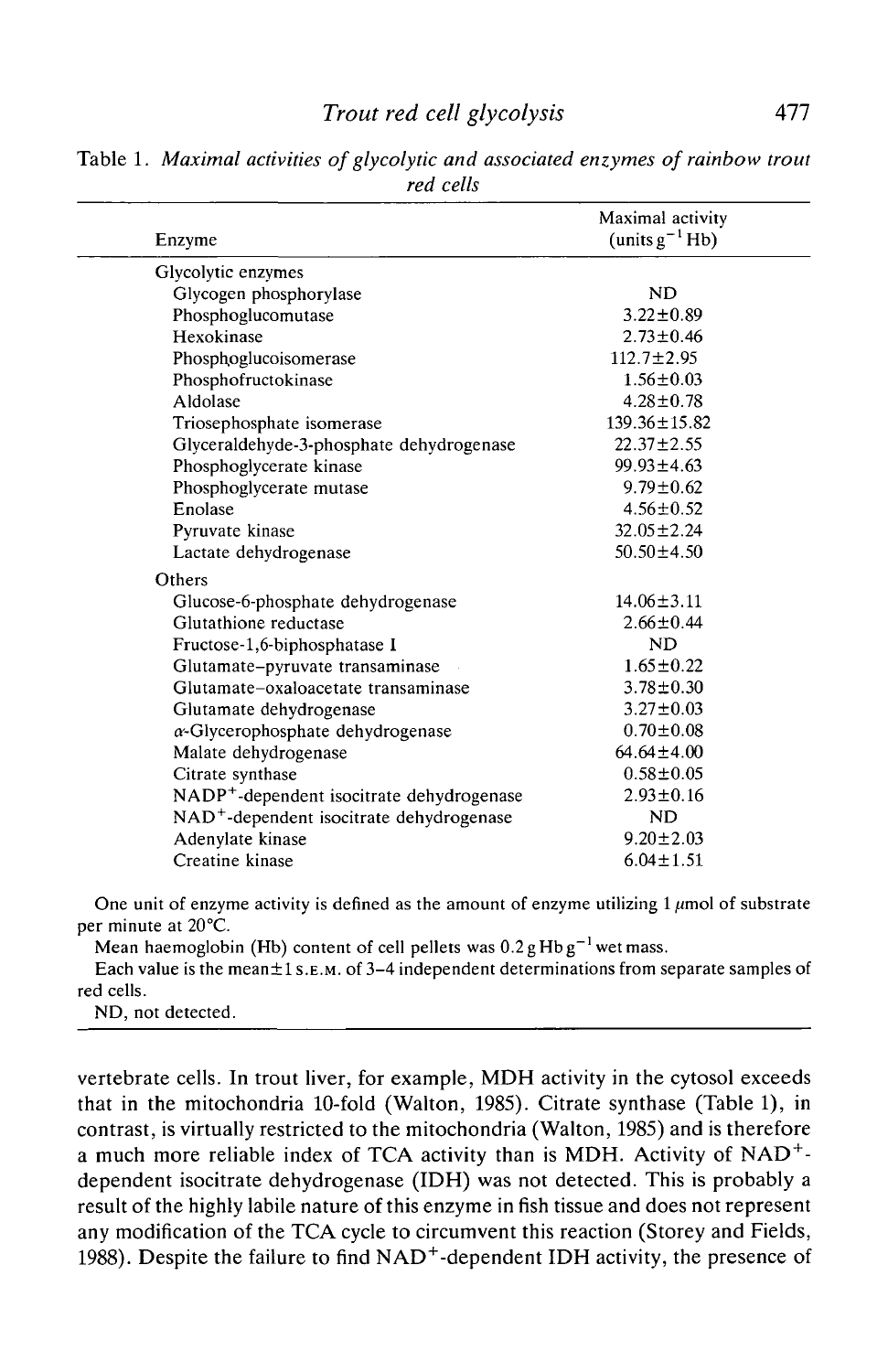Table 1. *Maximal activities of glycolytic and associated enzymes of rainbow trout red cells*

| Enzyme | Maximal activity (units $g^{-1}$ Hb) |
|---|---|
| Glycolytic enzymes | |
| Glycogen phosphorylase | ND |
| Phosphoglucomutase | 3.22±0.89 |
| Hexokinase | 2.73±0.46 |
| Phosphoglucoisomerase | 112.7±2.95 |
| Phosphofructokinase | 1.56±0.03 |
| Aldolase | 4.28±0.78 |
| Triosephosphate isomerase | 139.36±15.82 |
| Glyceraldehyde-3-phosphate dehydrogenase | 22.37±2.55 |
| Phosphoglycerate kinase | 99.93±4.63 |
| Phosphoglycerate mutase | 9.79±0.62 |
| Enolase | 4.56±0.52 |
| Pyruvate kinase | 32.05±2.24 |
| Lactate dehydrogenase | 50.50±4.50 |
| Others | |
| Glucose-6-phosphate dehydrogenase | 14.06±3.11 |
| Glutathione reductase | 2.66±0.44 |
| Fructose-1,6-biphosphatase I | ND |
| Glutamate–pyruvate transaminase | 1.65±0.22 |
| Glutamate–oxaloacetate transaminase | 3.78±0.30 |
| Glutamate dehydrogenase | 3.27±0.03 |
| α-Glycerophosphate dehydrogenase | 0.70±0.08 |
| Malate dehydrogenase | 64.64±4.00 |
| Citrate synthase | 0.58±0.05 |
| $NADP^+$-dependent isocitrate dehydrogenase | 2.93±0.16 |
| $NAD^+$-dependent isocitrate dehydrogenase | ND |
| Adenylate kinase | 9.20±2.03 |
| Creatine kinase | 6.04±1.51 |

One unit of enzyme activity is defined as the amount of enzyme utilizing 1 μmol of substrate per minute at 20°C.

Mean haemoglobin (Hb) content of cell pellets was 0.2 g Hb $g^{-1}$ wet mass.

Each value is the mean±1 S.E.M. of 3–4 independent determinations from separate samples of red cells.

ND, not detected.

vertebrate cells. In trout liver, for example, MDH activity in the cytosol exceeds that in the mitochondria 10-fold (Walton, 1985). Citrate synthase (Table 1), in contrast, is virtually restricted to the mitochondria (Walton, 1985) and is therefore a much more reliable index of TCA activity than is MDH. Activity of $NAD^+$-dependent isocitrate dehydrogenase (IDH) was not detected. This is probably a result of the highly labile nature of this enzyme in fish tissue and does not represent any modification of the TCA cycle to circumvent this reaction (Storey and Fields, 1988). Despite the failure to find $NAD^+$-dependent IDH activity, the presence of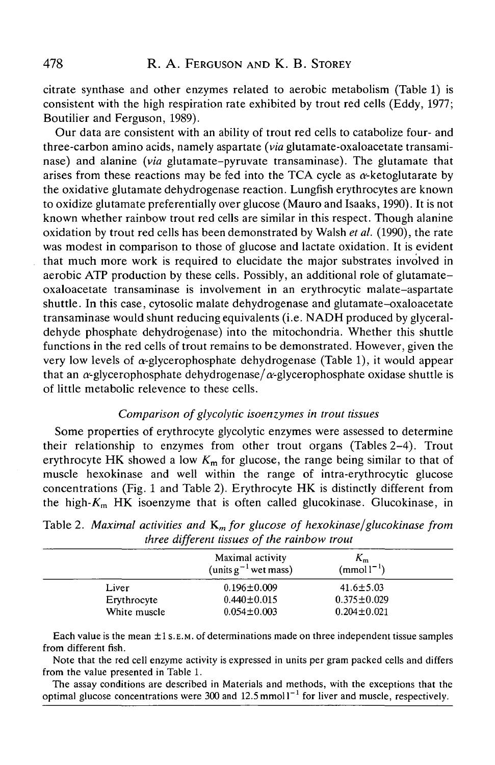citrate synthase and other enzymes related to aerobic metabolism (Table 1) is consistent with the high respiration rate exhibited by trout red cells (Eddy, 1977; Boutilier and Ferguson, 1989).

Our data are consistent with an ability of trout red cells to catabolize four- and three-carbon amino acids, namely aspartate (*via* glutamate-oxaloacetate transaminase) and alanine (*via* glutamate–pyruvate transaminase). The glutamate that arises from these reactions may be fed into the TCA cycle as $\alpha$-ketoglutarate by the oxidative glutamate dehydrogenase reaction. Lungfish erythrocytes are known to oxidize glutamate preferentially over glucose (Mauro and Isaaks, 1990). It is not known whether rainbow trout red cells are similar in this respect. Though alanine oxidation by trout red cells has been demonstrated by Walsh *et al.* (1990), the rate was modest in comparison to those of glucose and lactate oxidation. It is evident that much more work is required to elucidate the major substrates involved in aerobic ATP production by these cells. Possibly, an additional role of glutamate–oxaloacetate transaminase is involvement in an erythrocytic malate–aspartate shuttle. In this case, cytosolic malate dehydrogenase and glutamate–oxaloacetate transaminase would shunt reducing equivalents (i.e. NADH produced by glyceraldehyde phosphate dehydrogenase) into the mitochondria. Whether this shuttle functions in the red cells of trout remains to be demonstrated. However, given the very low levels of $\alpha$-glycerophosphate dehydrogenase (Table 1), it would appear that an $\alpha$-glycerophosphate dehydrogenase/$\alpha$-glycerophosphate oxidase shuttle is of little metabolic relevence to these cells.

### *Comparison of glycolytic isoenzymes in trout tissues*

Some properties of erythrocyte glycolytic enzymes were assessed to determine their relationship to enzymes from other trout organs (Tables 2–4). Trout erythrocyte HK showed a low $K_m$ for glucose, the range being similar to that of muscle hexokinase and well within the range of intra-erythrocytic glucose concentrations (Fig. 1 and Table 2). Erythrocyte HK is distinctly different from the high-$K_m$ HK isoenzyme that is often called glucokinase. Glucokinase, in

Table 2. *Maximal activities and $K_m$ for glucose of hexokinase/glucokinase from three different tissues of the rainbow trout*

| | Maximal activity (units $g^{-1}$ wet mass) | $K_m$ (mmol $l^{-1}$) |
|---|---|---|
| Liver | 0.196±0.009 | 41.6±5.03 |
| Erythrocyte | 0.440±0.015 | 0.375±0.029 |
| White muscle | 0.054±0.003 | 0.204±0.021 |

Each value is the mean ±1 S.E.M. of determinations made on three independent tissue samples from different fish.

Note that the red cell enzyme activity is expressed in units per gram packed cells and differs from the value presented in Table 1.

The assay conditions are described in Materials and methods, with the exceptions that the optimal glucose concentrations were 300 and 12.5 mmol $l^{-1}$ for liver and muscle, respectively.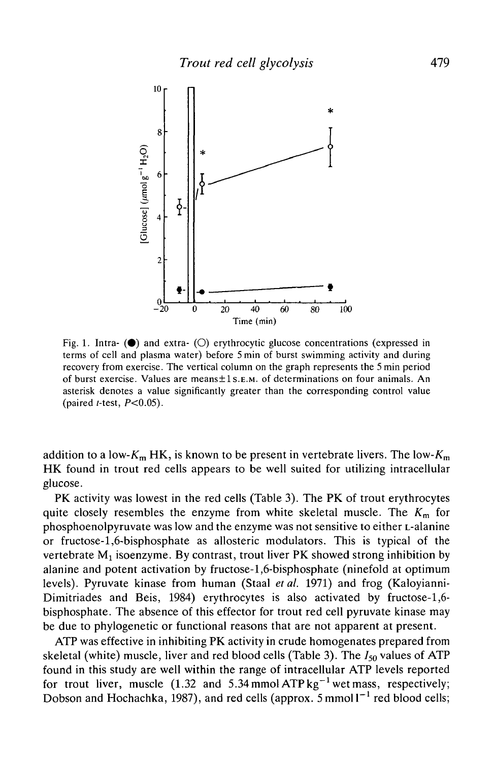Fig. 1. Intra- (●) and extra- (○) erythrocytic glucose concentrations (expressed in terms of cell and plasma water) before 5 min of burst swimming activity and during recovery from exercise. The vertical column on the graph represents the 5 min period of burst exercise. Values are means±1 S.E.M. of determinations on four animals. An asterisk denotes a value significantly greater than the corresponding control value (paired $t$-test, $P<0.05$).

addition to a low-$K_m$ HK, is known to be present in vertebrate livers. The low-$K_m$ HK found in trout red cells appears to be well suited for utilizing intracellular glucose.

PK activity was lowest in the red cells (Table 3). The PK of trout erythrocytes quite closely resembles the enzyme from white skeletal muscle. The $K_m$ for phosphoenolpyruvate was low and the enzyme was not sensitive to either L-alanine or fructose-1,6-bisphosphate as allosteric modulators. This is typical of the vertebrate $M_1$ isoenzyme. By contrast, trout liver PK showed strong inhibition by alanine and potent activation by fructose-1,6-bisphosphate (ninefold at optimum levels). Pyruvate kinase from human (Staal *et al.* 1971) and frog (Kaloyianni-Dimitriades and Beis, 1984) erythrocytes is also activated by fructose-1,6-bisphosphate. The absence of this effector for trout red cell pyruvate kinase may be due to phylogenetic or functional reasons that are not apparent at present.

ATP was effective in inhibiting PK activity in crude homogenates prepared from skeletal (white) muscle, liver and red blood cells (Table 3). The $I_{50}$ values of ATP found in this study are well within the range of intracellular ATP levels reported for trout liver, muscle (1.32 and 5.34 mmol ATP $kg^{-1}$ wet mass, respectively; Dobson and Hochachka, 1987), and red cells (approx. 5 mmol $l^{-1}$ red blood cells;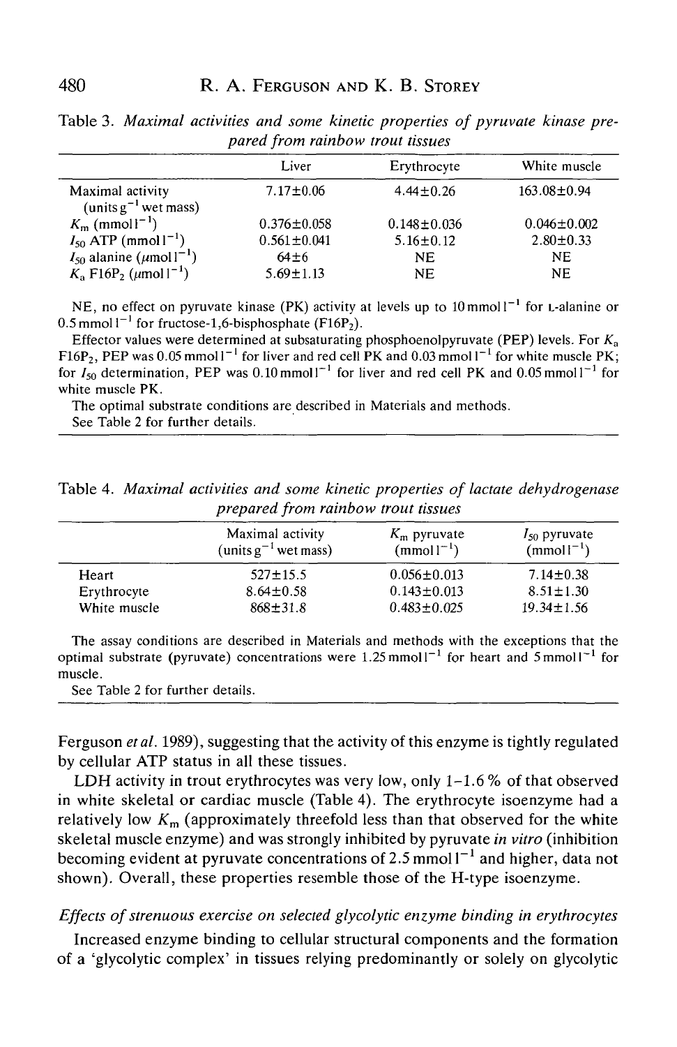Table 3. *Maximal activities and some kinetic properties of pyruvate kinase prepared from rainbow trout tissues*

| | Liver | Erythrocyte | White muscle |
|---|---|---|---|
| Maximal activity (units $g^{-1}$ wet mass) | 7.17±0.06 | 4.44±0.26 | 163.08±0.94 |
| $K_m$ (mmol $l^{-1}$) | 0.376±0.058 | 0.148±0.036 | 0.046±0.002 |
| $I_{50}$ ATP (mmol $l^{-1}$) | 0.561±0.041 | 5.16±0.12 | 2.80±0.33 |
| $I_{50}$ alanine ($\mu$mol $l^{-1}$) | 64±6 | NE | NE |
| $K_a$ F16P$_2$ ($\mu$mol $l^{-1}$) | 5.69±1.13 | NE | NE |

NE, no effect on pyruvate kinase (PK) activity at levels up to 10 mmol $l^{-1}$ for L-alanine or 0.5 mmol $l^{-1}$ for fructose-1,6-bisphosphate (F16P$_2$).

Effector values were determined at subsaturating phosphoenolpyruvate (PEP) levels. For $K_a$ F16P$_2$, PEP was 0.05 mmol $l^{-1}$ for liver and red cell PK and 0.03 mmol $l^{-1}$ for white muscle PK; for $I_{50}$ determination, PEP was 0.10 mmol $l^{-1}$ for liver and red cell PK and 0.05 mmol $l^{-1}$ for white muscle PK.

The optimal substrate conditions are described in Materials and methods.

See Table 2 for further details.

Table 4. *Maximal activities and some kinetic properties of lactate dehydrogenase prepared from rainbow trout tissues*

| | Maximal activity (units $g^{-1}$ wet mass) | $K_m$ pyruvate (mmol $l^{-1}$) | $I_{50}$ pyruvate (mmol $l^{-1}$) |
|---|---|---|---|
| Heart | 527±15.5 | 0.056±0.013 | 7.14±0.38 |
| Erythrocyte | 8.64±0.58 | 0.143±0.013 | 8.51±1.30 |
| White muscle | 868±31.8 | 0.483±0.025 | 19.34±1.56 |

The assay conditions are described in Materials and methods with the exceptions that the optimal substrate (pyruvate) concentrations were 1.25 mmol $l^{-1}$ for heart and 5 mmol $l^{-1}$ for muscle.

See Table 2 for further details.

Ferguson *et al.* 1989), suggesting that the activity of this enzyme is tightly regulated by cellular ATP status in all these tissues.

LDH activity in trout erythrocytes was very low, only 1–1.6 % of that observed in white skeletal or cardiac muscle (Table 4). The erythrocyte isoenzyme had a relatively low $K_m$ (approximately threefold less than that observed for the white skeletal muscle enzyme) and was strongly inhibited by pyruvate *in vitro* (inhibition becoming evident at pyruvate concentrations of 2.5 mmol $l^{-1}$ and higher, data not shown). Overall, these properties resemble those of the H-type isoenzyme.

### *Effects of strenuous exercise on selected glycolytic enzyme binding in erythrocytes*

Increased enzyme binding to cellular structural components and the formation of a 'glycolytic complex' in tissues relying predominantly or solely on glycolytic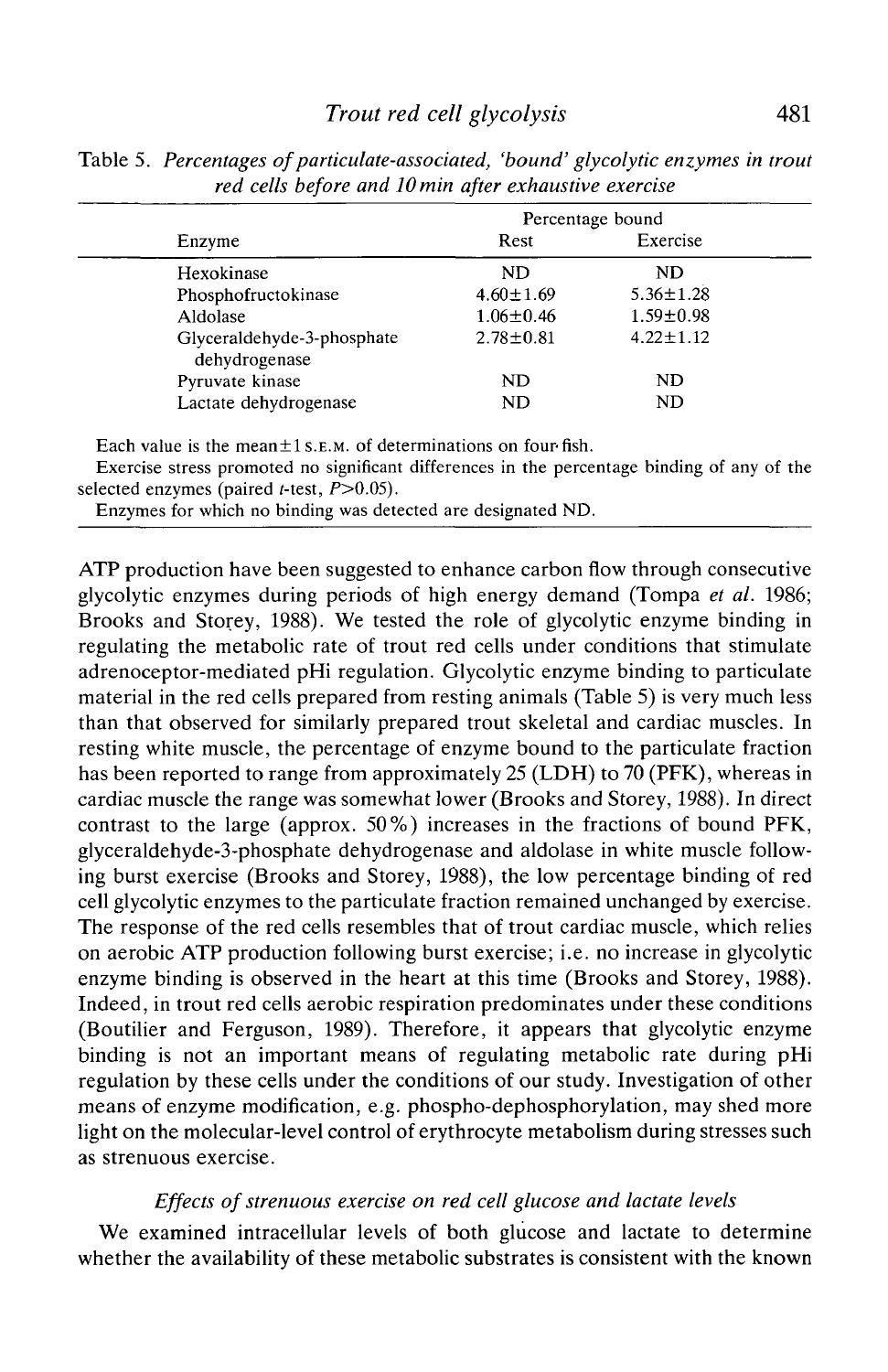Table 5. *Percentages of particulate-associated, 'bound' glycolytic enzymes in trout red cells before and 10 min after exhaustive exercise*

| Enzyme | Percentage bound | |
|---|---|---|
| | Rest | Exercise |
| Hexokinase | ND | ND |
| Phosphofructokinase | 4.60±1.69 | 5.36±1.28 |
| Aldolase | 1.06±0.46 | 1.59±0.98 |
| Glyceraldehyde-3-phosphate dehydrogenase | 2.78±0.81 | 4.22±1.12 |
| Pyruvate kinase | ND | ND |
| Lactate dehydrogenase | ND | ND |

Each value is the mean±1 S.E.M. of determinations on four fish.

Exercise stress promoted no significant differences in the percentage binding of any of the selected enzymes (paired $t$-test, $P>0.05$).

Enzymes for which no binding was detected are designated ND.

ATP production have been suggested to enhance carbon flow through consecutive glycolytic enzymes during periods of high energy demand (Tompa *et al.* 1986; Brooks and Storey, 1988). We tested the role of glycolytic enzyme binding in regulating the metabolic rate of trout red cells under conditions that stimulate adrenoceptor-mediated pHi regulation. Glycolytic enzyme binding to particulate material in the red cells prepared from resting animals (Table 5) is very much less than that observed for similarly prepared trout skeletal and cardiac muscles. In resting white muscle, the percentage of enzyme bound to the particulate fraction has been reported to range from approximately 25 (LDH) to 70 (PFK), whereas in cardiac muscle the range was somewhat lower (Brooks and Storey, 1988). In direct contrast to the large (approx. 50%) increases in the fractions of bound PFK, glyceraldehyde-3-phosphate dehydrogenase and aldolase in white muscle following burst exercise (Brooks and Storey, 1988), the low percentage binding of red cell glycolytic enzymes to the particulate fraction remained unchanged by exercise. The response of the red cells resembles that of trout cardiac muscle, which relies on aerobic ATP production following burst exercise; i.e. no increase in glycolytic enzyme binding is observed in the heart at this time (Brooks and Storey, 1988). Indeed, in trout red cells aerobic respiration predominates under these conditions (Boutilier and Ferguson, 1989). Therefore, it appears that glycolytic enzyme binding is not an important means of regulating metabolic rate during pHi regulation by these cells under the conditions of our study. Investigation of other means of enzyme modification, e.g. phospho-dephosphorylation, may shed more light on the molecular-level control of erythrocyte metabolism during stresses such as strenuous exercise.

### *Effects of strenuous exercise on red cell glucose and lactate levels*

We examined intracellular levels of both glucose and lactate to determine whether the availability of these metabolic substrates is consistent with the known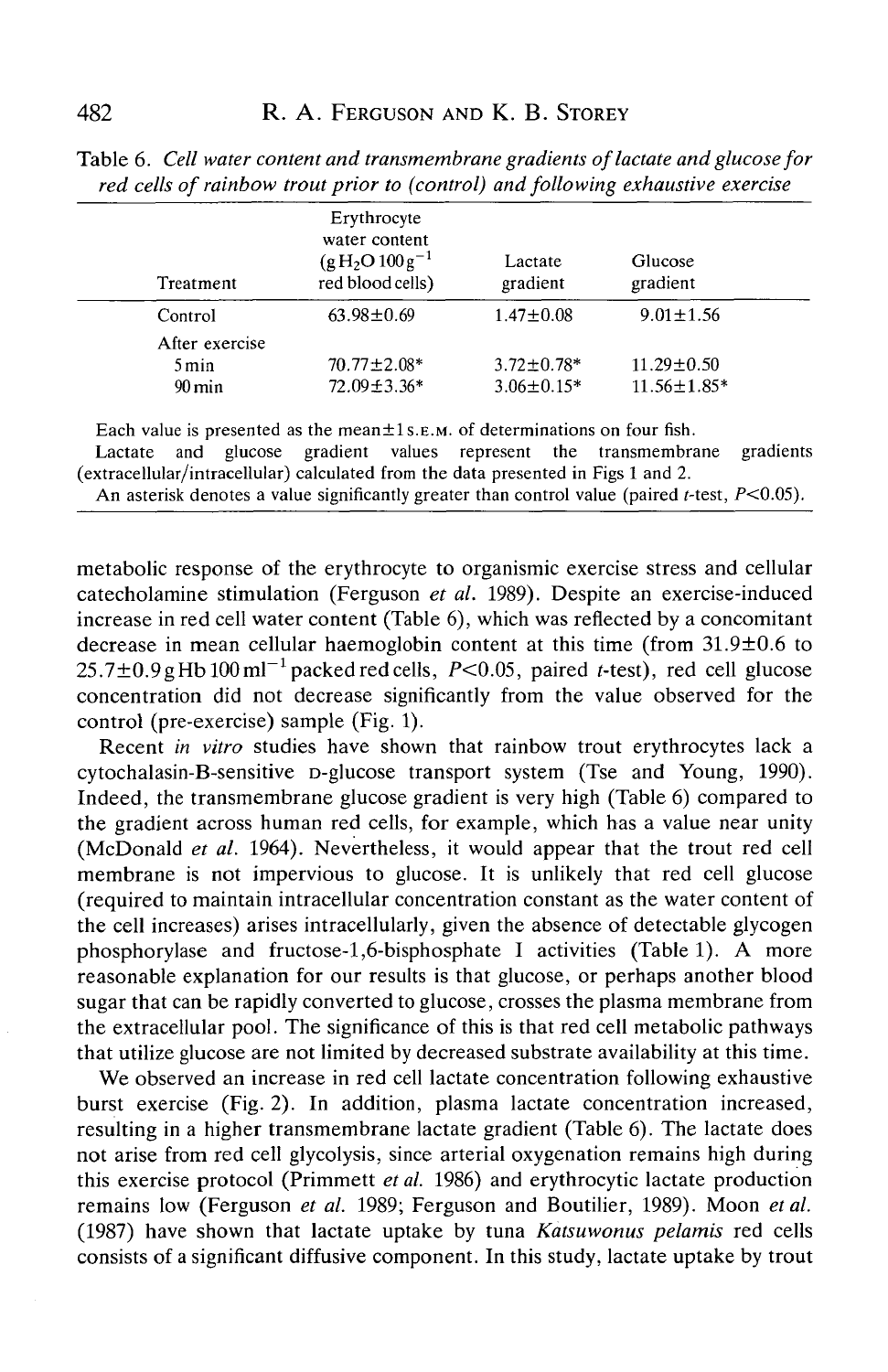Table 6. *Cell water content and transmembrane gradients of lactate and glucose for red cells of rainbow trout prior to (control) and following exhaustive exercise*

| Treatment | Erythrocyte water content ($g\,H_2O\,100\,g^{-1}$ red blood cells) | Lactate gradient | Glucose gradient |
|---|---|---|---|
| Control | 63.98±0.69 | 1.47±0.08 | 9.01±1.56 |
| After exercise | | | |
| 5 min | 70.77±2.08* | 3.72±0.78* | 11.29±0.50 |
| 90 min | 72.09±3.36* | 3.06±0.15* | 11.56±1.85* |

Each value is presented as the mean±1 S.E.M. of determinations on four fish.

Lactate and glucose gradient values represent the transmembrane gradients (extracellular/intracellular) calculated from the data presented in Figs 1 and 2.

An asterisk denotes a value significantly greater than control value (paired *t*-test, $P<0.05$).

metabolic response of the erythrocyte to organismic exercise stress and cellular catecholamine stimulation (Ferguson *et al.* 1989). Despite an exercise-induced increase in red cell water content (Table 6), which was reflected by a concomitant decrease in mean cellular haemoglobin content at this time (from 31.9±0.6 to 25.7±0.9 g Hb $100\,ml^{-1}$ packed red cells, $P<0.05$, paired *t*-test), red cell glucose concentration did not decrease significantly from the value observed for the control (pre-exercise) sample (Fig. 1).

Recent *in vitro* studies have shown that rainbow trout erythrocytes lack a cytochalasin-B-sensitive D-glucose transport system (Tse and Young, 1990). Indeed, the transmembrane glucose gradient is very high (Table 6) compared to the gradient across human red cells, for example, which has a value near unity (McDonald *et al.* 1964). Nevertheless, it would appear that the trout red cell membrane is not impervious to glucose. It is unlikely that red cell glucose (required to maintain intracellular concentration constant as the water content of the cell increases) arises intracellularly, given the absence of detectable glycogen phosphorylase and fructose-1,6-bisphosphate I activities (Table 1). A more reasonable explanation for our results is that glucose, or perhaps another blood sugar that can be rapidly converted to glucose, crosses the plasma membrane from the extracellular pool. The significance of this is that red cell metabolic pathways that utilize glucose are not limited by decreased substrate availability at this time.

We observed an increase in red cell lactate concentration following exhaustive burst exercise (Fig. 2). In addition, plasma lactate concentration increased, resulting in a higher transmembrane lactate gradient (Table 6). The lactate does not arise from red cell glycolysis, since arterial oxygenation remains high during this exercise protocol (Primmett *et al.* 1986) and erythrocytic lactate production remains low (Ferguson *et al.* 1989; Ferguson and Boutilier, 1989). Moon *et al.* (1987) have shown that lactate uptake by tuna *Katsuwonus pelamis* red cells consists of a significant diffusive component. In this study, lactate uptake by trout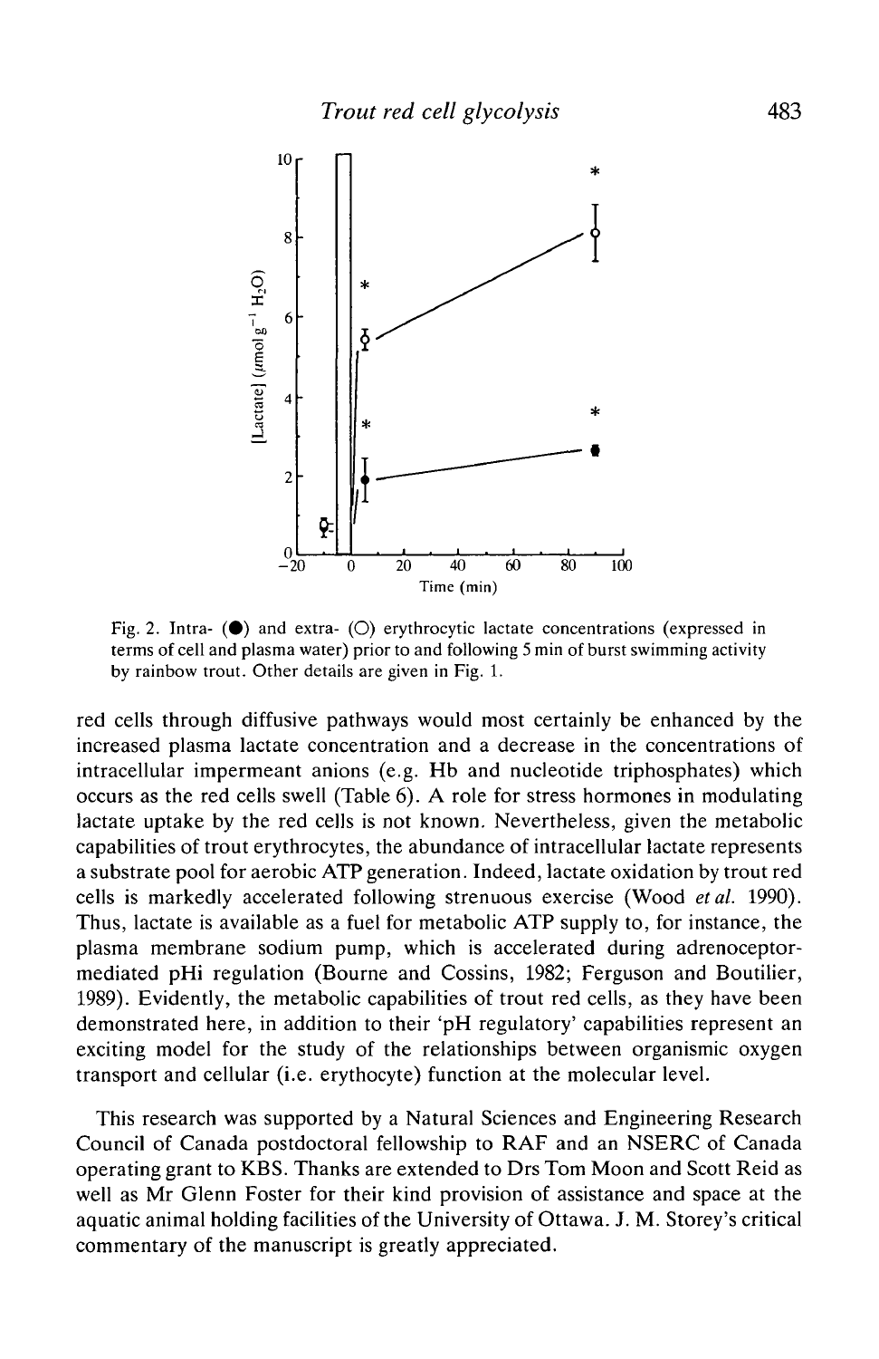Fig. 2. Intra- (●) and extra- (○) erythrocytic lactate concentrations (expressed in terms of cell and plasma water) prior to and following 5 min of burst swimming activity by rainbow trout. Other details are given in Fig. 1.

red cells through diffusive pathways would most certainly be enhanced by the increased plasma lactate concentration and a decrease in the concentrations of intracellular impermeant anions (e.g. Hb and nucleotide triphosphates) which occurs as the red cells swell (Table 6). A role for stress hormones in modulating lactate uptake by the red cells is not known. Nevertheless, given the metabolic capabilities of trout erythrocytes, the abundance of intracellular lactate represents a substrate pool for aerobic ATP generation. Indeed, lactate oxidation by trout red cells is markedly accelerated following strenuous exercise (Wood *et al.* 1990). Thus, lactate is available as a fuel for metabolic ATP supply to, for instance, the plasma membrane sodium pump, which is accelerated during adrenoceptor-mediated pHi regulation (Bourne and Cossins, 1982; Ferguson and Boutilier, 1989). Evidently, the metabolic capabilities of trout red cells, as they have been demonstrated here, in addition to their 'pH regulatory' capabilities represent an exciting model for the study of the relationships between organismic oxygen transport and cellular (i.e. erythrocyte) function at the molecular level.

This research was supported by a Natural Sciences and Engineering Research Council of Canada postdoctoral fellowship to RAF and an NSERC of Canada operating grant to KBS. Thanks are extended to Drs Tom Moon and Scott Reid as well as Mr Glenn Foster for their kind provision of assistance and space at the aquatic animal holding facilities of the University of Ottawa. J. M. Storey's critical commentary of the manuscript is greatly appreciated.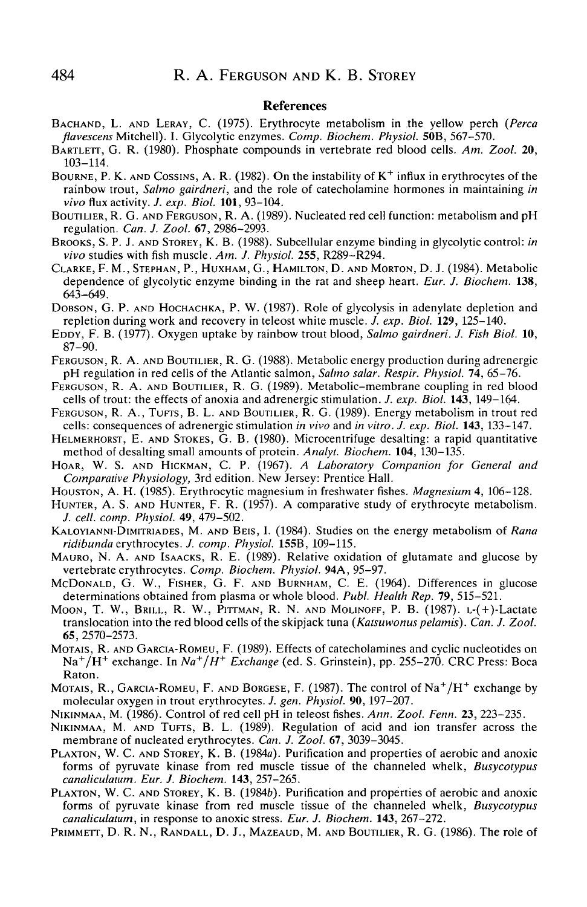## References

Bachand, L. and Leray, C. (1975). Erythrocyte metabolism in the yellow perch (*Perca flavescens* Mitchell). I. Glycolytic enzymes. *Comp. Biochem. Physiol.* **50B**, 567–570.

Bartlett, G. R. (1980). Phosphate compounds in vertebrate red blood cells. *Am. Zool.* **20**, 103–114.

Bourne, P. K. and Cossins, A. R. (1982). On the instability of $K^+$ influx in erythrocytes of the rainbow trout, *Salmo gairdneri*, and the role of catecholamine hormones in maintaining *in vivo* flux activity. *J. exp. Biol.* **101**, 93–104.

Boutilier, R. G. and Ferguson, R. A. (1989). Nucleated red cell function: metabolism and pH regulation. *Can. J. Zool.* **67**, 2986–2993.

Brooks, S. P. J. and Storey, K. B. (1988). Subcellular enzyme binding in glycolytic control: *in vivo* studies with fish muscle. *Am. J. Physiol.* **255**, R289–R294.

Clarke, F. M., Stephan, P., Huxham, G., Hamilton, D. and Morton, D. J. (1984). Metabolic dependence of glycolytic enzyme binding in the rat and sheep heart. *Eur. J. Biochem.* **138**, 643–649.

Dobson, G. P. and Hochachka, P. W. (1987). Role of glycolysis in adenylate depletion and repletion during work and recovery in teleost white muscle. *J. exp. Biol.* **129**, 125–140.

Eddy, F. B. (1977). Oxygen uptake by rainbow trout blood, *Salmo gairdneri*. *J. Fish Biol.* **10**, 87–90.

Ferguson, R. A. and Boutilier, R. G. (1988). Metabolic energy production during adrenergic pH regulation in red cells of the Atlantic salmon, *Salmo salar*. *Respir. Physiol.* **74**, 65–76.

Ferguson, R. A. and Boutilier, R. G. (1989). Metabolic–membrane coupling in red blood cells of trout: the effects of anoxia and adrenergic stimulation. *J. exp. Biol.* **143**, 149–164.

Ferguson, R. A., Tufts, B. L. and Boutilier, R. G. (1989). Energy metabolism in trout red cells: consequences of adrenergic stimulation *in vivo* and *in vitro*. *J. exp. Biol.* **143**, 133–147.

Helmerhorst, E. and Stokes, G. B. (1980). Microcentrifuge desalting: a rapid quantitative method of desalting small amounts of protein. *Analyt. Biochem.* **104**, 130–135.

Hoar, W. S. and Hickman, C. P. (1967). *A Laboratory Companion for General and Comparative Physiology*, 3rd edition. New Jersey: Prentice Hall.

Houston, A. H. (1985). Erythrocytic magnesium in freshwater fishes. *Magnesium* **4**, 106–128.

Hunter, A. S. and Hunter, F. R. (1957). A comparative study of erythrocyte metabolism. *J. cell. comp. Physiol.* **49**, 479–502.

Kaloyianni-Dimitriades, M. and Beis, I. (1984). Studies on the energy metabolism of *Rana ridibunda* erythrocytes. *J. comp. Physiol.* **155B**, 109–115.

Mauro, N. A. and Isaacks, R. E. (1989). Relative oxidation of glutamate and glucose by vertebrate erythrocytes. *Comp. Biochem. Physiol.* **94A**, 95–97.

McDonald, G. W., Fisher, G. F. and Burnham, C. E. (1964). Differences in glucose determinations obtained from plasma or whole blood. *Publ. Health Rep.* **79**, 515–521.

Moon, T. W., Brill, R. W., Pittman, R. N. and Molinoff, P. B. (1987). L-(+)-Lactate translocation into the red blood cells of the skipjack tuna (*Katsuwonus pelamis*). *Can. J. Zool.* **65**, 2570–2573.

Motais, R. and Garcia-Romeu, F. (1989). Effects of catecholamines and cyclic nucleotides on $Na^+/H^+$ exchange. In *$Na^+/H^+$ Exchange* (ed. S. Grinstein), pp. 255–270. CRC Press: Boca Raton.

Motais, R., Garcia-Romeu, F. and Borgese, F. (1987). The control of $Na^+/H^+$ exchange by molecular oxygen in trout erythrocytes. *J. gen. Physiol.* **90**, 197–207.

Nikinmaa, M. (1986). Control of red cell pH in teleost fishes. *Ann. Zool. Fenn.* **23**, 223–235.

Nikinmaa, M. and Tufts, B. L. (1989). Regulation of acid and ion transfer across the membrane of nucleated erythrocytes. *Can. J. Zool.* **67**, 3039–3045.

Plaxton, W. C. and Storey, K. B. (1984*a*). Purification and properties of aerobic and anoxic forms of pyruvate kinase from red muscle tissue of the channeled whelk, *Busycotypus canaliculatum*. *Eur. J. Biochem.* **143**, 257–265.

Plaxton, W. C. and Storey, K. B. (1984*b*). Purification and properties of aerobic and anoxic forms of pyruvate kinase from red muscle tissue of the channeled whelk, *Busycotypus canaliculatum*, in response to anoxic stress. *Eur. J. Biochem.* **143**, 267–272.

Primmett, D. R. N., Randall, D. J., Mazeaud, M. and Boutilier, R. G. (1986). The role of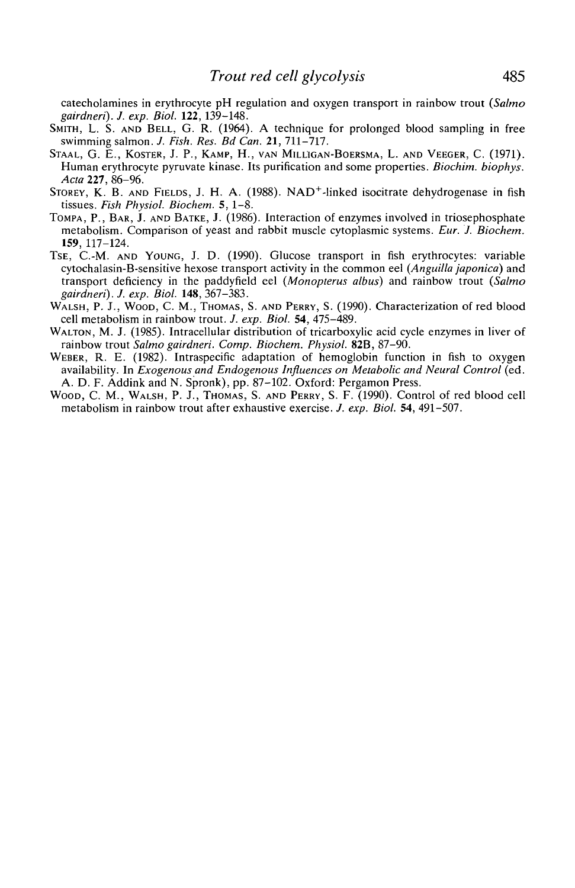catecholamines in erythrocyte pH regulation and oxygen transport in rainbow trout (*Salmo gairdneri*). *J. exp. Biol.* **122**, 139–148.

SMITH, L. S. AND BELL, G. R. (1964). A technique for prolonged blood sampling in free swimming salmon. *J. Fish. Res. Bd Can.* **21**, 711–717.

STAAL, G. E., KOSTER, J. P., KAMP, H., VAN MILLIGAN-BOERSMA, L. AND VEEGER, C. (1971). Human erythrocyte pyruvate kinase. Its purification and some properties. *Biochim. biophys. Acta* **227**, 86–96.

STOREY, K. B. AND FIELDS, J. H. A. (1988). $NAD^+$-linked isocitrate dehydrogenase in fish tissues. *Fish Physiol. Biochem.* **5**, 1–8.

TOMPA, P., BAR, J. AND BATKE, J. (1986). Interaction of enzymes involved in triosephosphate metabolism. Comparison of yeast and rabbit muscle cytoplasmic systems. *Eur. J. Biochem.* **159**, 117–124.

TSE, C.-M. AND YOUNG, J. D. (1990). Glucose transport in fish erythrocytes: variable cytochalasin-B-sensitive hexose transport activity in the common eel (*Anguilla japonica*) and transport deficiency in the paddyfield eel (*Monopterus albus*) and rainbow trout (*Salmo gairdneri*). *J. exp. Biol.* **148**, 367–383.

WALSH, P. J., WOOD, C. M., THOMAS, S. AND PERRY, S. (1990). Characterization of red blood cell metabolism in rainbow trout. *J. exp. Biol.* **54**, 475–489.

WALTON, M. J. (1985). Intracellular distribution of tricarboxylic acid cycle enzymes in liver of rainbow trout *Salmo gairdneri*. *Comp. Biochem. Physiol.* **82B**, 87–90.

WEBER, R. E. (1982). Intraspecific adaptation of hemoglobin function in fish to oxygen availability. In *Exogenous and Endogenous Influences on Metabolic and Neural Control* (ed. A. D. F. Addink and N. Spronk), pp. 87–102. Oxford: Pergamon Press.

WOOD, C. M., WALSH, P. J., THOMAS, S. AND PERRY, S. F. (1990). Control of red blood cell metabolism in rainbow trout after exhaustive exercise. *J. exp. Biol.* **54**, 491–507.